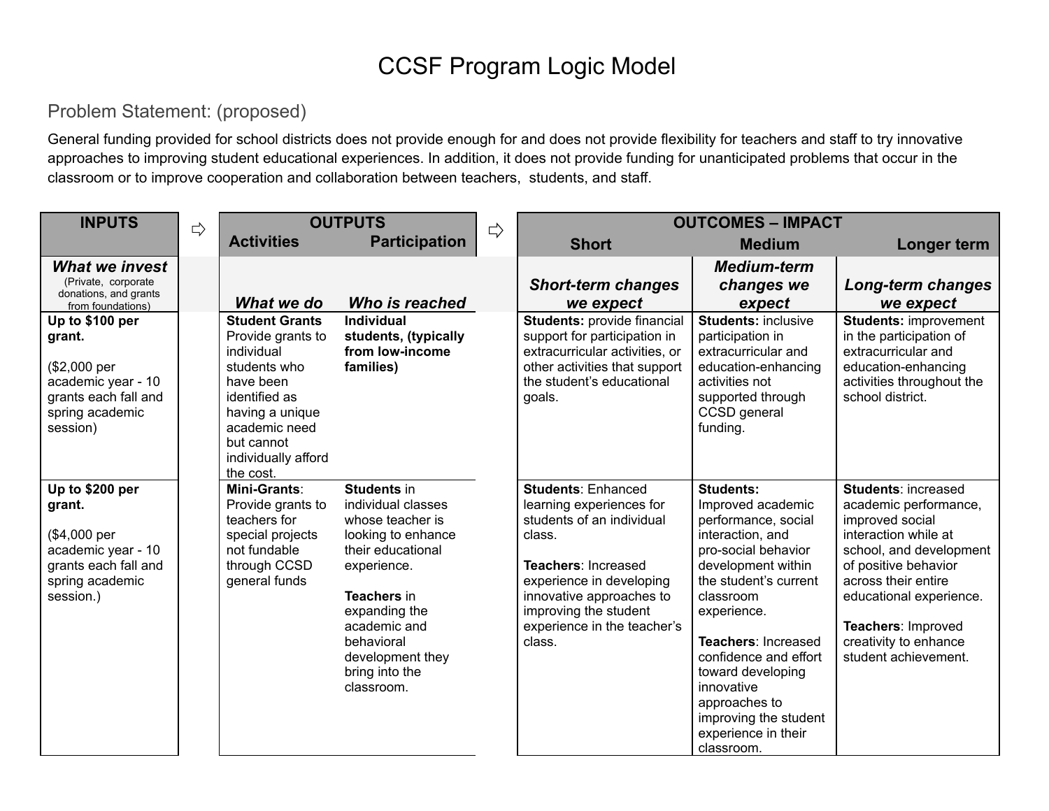# CCSF Program Logic Model

## Problem Statement: (proposed)

General funding provided for school districts does not provide enough for and does not provide flexibility for teachers and staff to try innovative approaches to improving student educational experiences. In addition, it does not provide funding for unanticipated problems that occur in the classroom or to improve cooperation and collaboration between teachers, students, and staff.

| INPUTS | OUTPUTS | | OUTCOMES – IMPACT | | |
|---|---|---|---|---|---|
| | Activities | Participation | Short | Medium | Longer term |
| ***What we invest*** (Private, corporate donations, and grants from foundations) | ***What we do*** | ***Who is reached*** | ***Short-term changes we expect*** | ***Medium-term changes we expect*** | ***Long-term changes we expect*** |
| **Up to $100 per grant.**<br><br>($2,000 per academic year - 10 grants each fall and spring academic session) | **Student Grants** Provide grants to individual students who have been identified as having a unique academic need but cannot individually afford the cost. | **Individual students, (typically from low-income families)** | **Students:** provide financial support for participation in extracurricular activities, or other activities that support the student's educational goals. | **Students:** inclusive participation in extracurricular and education-enhancing activities not supported through CCSD general funding. | **Students:** improvement in the participation of extracurricular and education-enhancing activities throughout the school district. |
| **Up to $200 per grant.**<br><br>($4,000 per academic year - 10 grants each fall and spring academic session.) | **Mini-Grants**: Provide grants to teachers for special projects not fundable through CCSD general funds | **Students** in individual classes whose teacher is looking to enhance their educational experience.<br><br>**Teachers** in expanding the academic and behavioral development they bring into the classroom. | **Students**: Enhanced learning experiences for students of an individual class.<br><br>**Teachers**: Increased experience in developing innovative approaches to improving the student experience in the teacher's class. | **Students:** Improved academic performance, social interaction, and pro-social behavior development within the student's current classroom experience.<br><br>**Teachers**: Increased confidence and effort toward developing innovative approaches to improving the student experience in their classroom. | **Students**: increased academic performance, improved social interaction while at school, and development of positive behavior across their entire educational experience.<br><br>**Teachers**: Improved creativity to enhance student achievement. |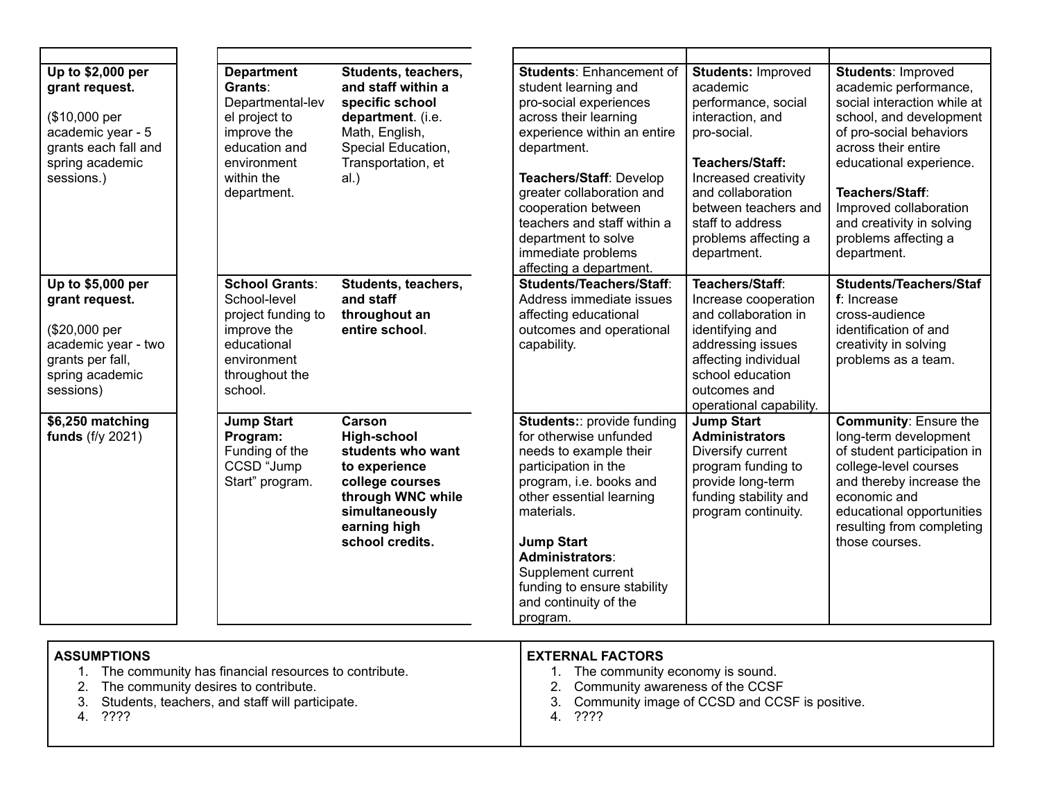| | | | | | |
|---|---|---|---|---|---|
| **Up to $2,000 per grant request.**<br><br>($10,000 per academic year - 5 grants each fall and spring academic sessions.) | **Department Grants**: Departmental-level project to improve the education and environment within the department. | **Students, teachers, and staff within a specific school department**. (i.e. Math, English, Special Education, Transportation, et al.) | **Students**: Enhancement of student learning and pro-social experiences across their learning experience within an entire department.<br><br>**Teachers/Staff**: Develop greater collaboration and cooperation between teachers and staff within a department to solve immediate problems affecting a department. | **Students:** Improved academic performance, social interaction, and pro-social.<br><br>**Teachers/Staff:** Increased creativity and collaboration between teachers and staff to address problems affecting a department. | **Students**: Improved academic performance, social interaction while at school, and development of pro-social behaviors across their entire educational experience.<br><br>**Teachers/Staff**: Improved collaboration and creativity in solving problems affecting a department. |
| **Up to $5,000 per grant request.**<br><br>($20,000 per academic year - two grants per fall, spring academic sessions) | **School Grants**: School-level project funding to improve the educational environment throughout the school. | **Students, teachers, and staff throughout an entire school**. | **Students/Teachers/Staff**: Address immediate issues affecting educational outcomes and operational capability. | **Teachers/Staff**: Increase cooperation and collaboration in identifying and addressing issues affecting individual school education outcomes and operational capability. | **Students/Teachers/Staff**: Increase cross-audience identification of and creativity in solving problems as a team. |
| **$6,250 matching funds** (f/y 2021) | **Jump Start Program:** Funding of the CCSD "Jump Start" program. | **Carson High-school students who want to experience college courses through WNC while simultaneously earning high school credits.** | **Students:**: provide funding for otherwise unfunded needs to example their participation in the program, i.e. books and other essential learning materials.<br><br>**Jump Start Administrators**: Supplement current funding to ensure stability and continuity of the program. | **Jump Start Administrators** Diversify current program funding to provide long-term funding stability and program continuity. | **Community**: Ensure the long-term development of student participation in college-level courses and thereby increase the economic and educational opportunities resulting from completing those courses. |

| **ASSUMPTIONS** | **EXTERNAL FACTORS** |
|---|---|
| 1. The community has financial resources to contribute.<br>2. The community desires to contribute.<br>3. Students, teachers, and staff will participate.<br>4. ???? | 1. The community economy is sound.<br>2. Community awareness of the CCSF<br>3. Community image of CCSD and CCSF is positive.<br>4. ???? |